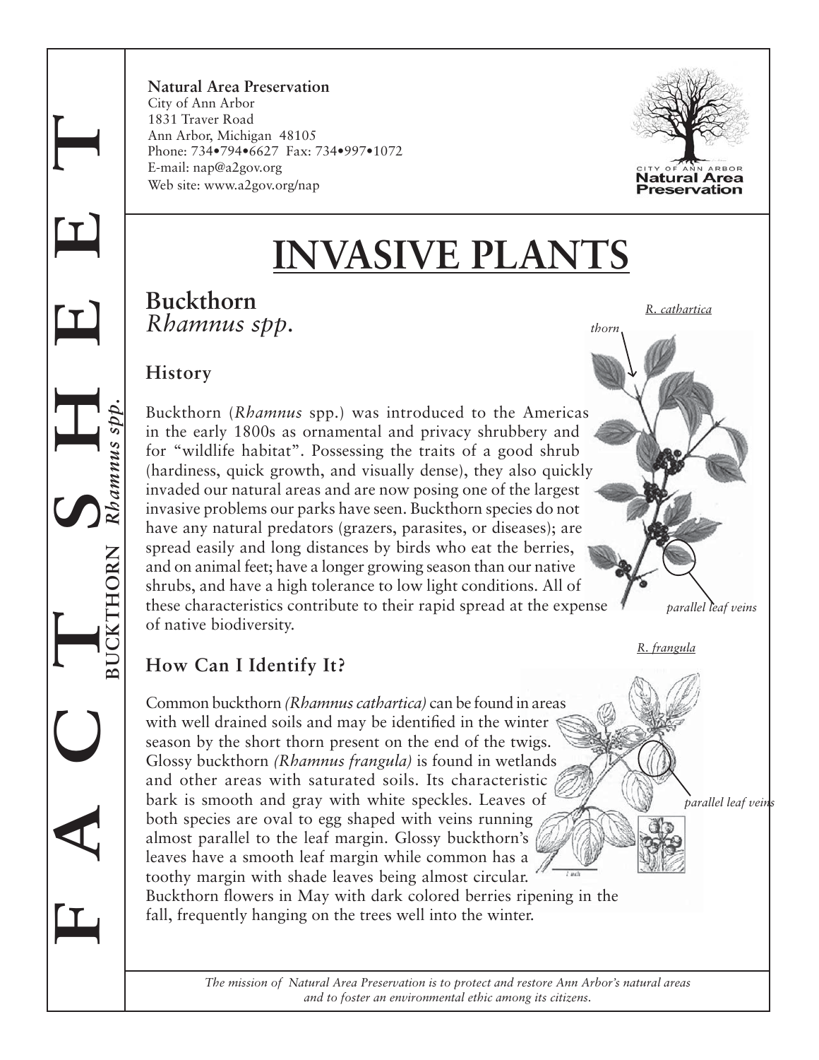**Natural Area Preservation**
City of Ann Arbor
1831 Traver Road
Ann Arbor, Michigan 48105
Phone: 734•794•6627 Fax: 734•997•1072
E-mail: nap@a2gov.org
Web site: www.a2gov.org/nap

# INVASIVE PLANTS

## Buckthorn
*Rhamnus spp.*

### History

Buckthorn (*Rhamnus* spp.) was introduced to the Americas in the early 1800s as ornamental and privacy shrubbery and for "wildlife habitat". Possessing the traits of a good shrub (hardiness, quick growth, and visually dense), they also quickly invaded our natural areas and are now posing one of the largest invasive problems our parks have seen. Buckthorn species do not have any natural predators (grazers, parasites, or diseases); are spread easily and long distances by birds who eat the berries, and on animal feet; have a longer growing season than our native shrubs, and have a high tolerance to low light conditions. All of these characteristics contribute to their rapid spread at the expense of native biodiversity.

*R. cathartica*

thorn

parallel leaf veins

### How Can I Identify It?

Common buckthorn *(Rhamnus cathartica)* can be found in areas with well drained soils and may be identified in the winter season by the short thorn present on the end of the twigs. Glossy buckthorn *(Rhamnus frangula)* is found in wetlands and other areas with saturated soils. Its characteristic bark is smooth and gray with white speckles. Leaves of both species are oval to egg shaped with veins running almost parallel to the leaf margin. Glossy buckthorn's leaves have a smooth leaf margin while common has a toothy margin with shade leaves being almost circular. Buckthorn flowers in May with dark colored berries ripening in the fall, frequently hanging on the trees well into the winter.

*R. frangula*

parallel leaf veins

*The mission of Natural Area Preservation is to protect and restore Ann Arbor's natural areas and to foster an environmental ethic among its citizens.*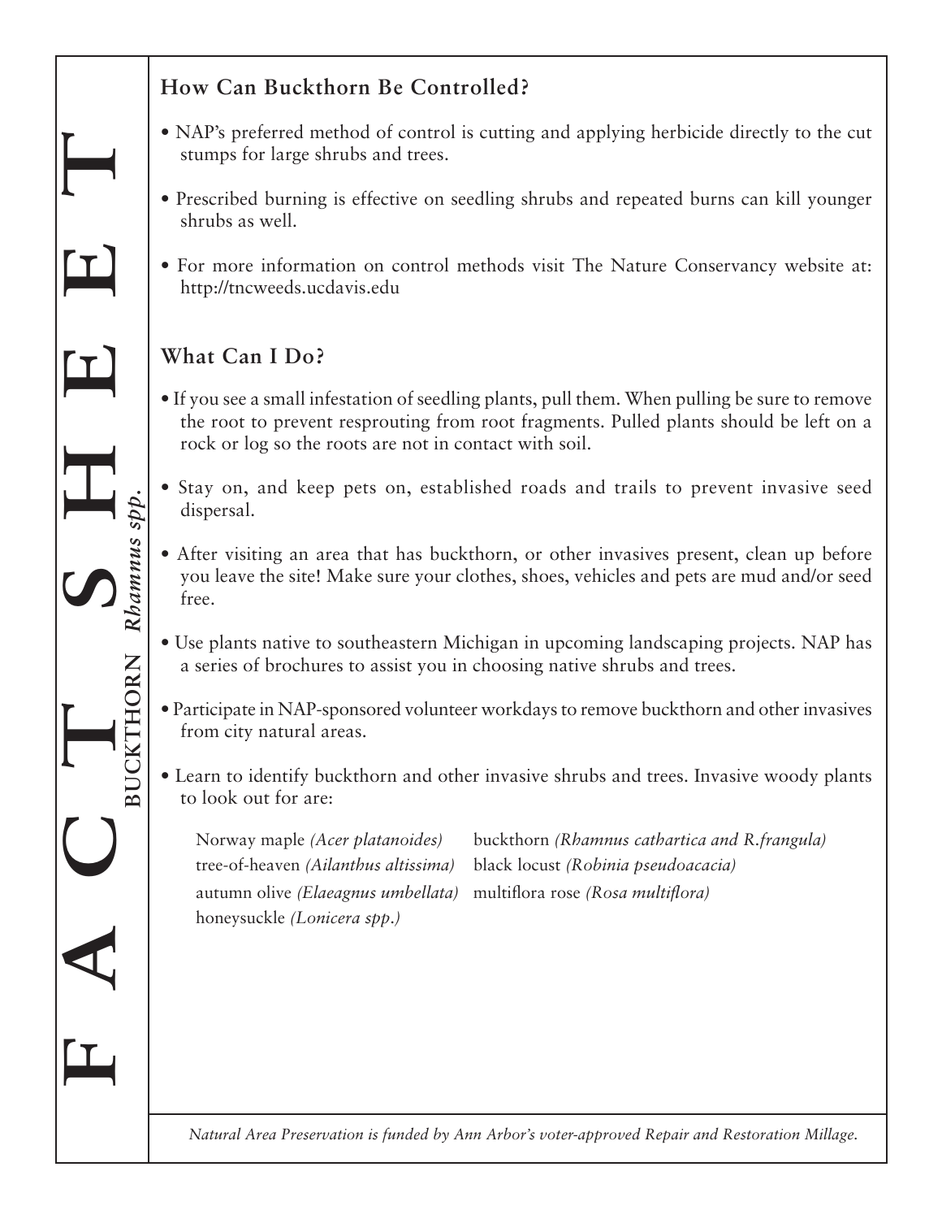## How Can Buckthorn Be Controlled?

- NAP's preferred method of control is cutting and applying herbicide directly to the cut stumps for large shrubs and trees.
- Prescribed burning is effective on seedling shrubs and repeated burns can kill younger shrubs as well.
- For more information on control methods visit The Nature Conservancy website at: http://tncweeds.ucdavis.edu

## What Can I Do?

- If you see a small infestation of seedling plants, pull them. When pulling be sure to remove the root to prevent resprouting from root fragments. Pulled plants should be left on a rock or log so the roots are not in contact with soil.
- Stay on, and keep pets on, established roads and trails to prevent invasive seed dispersal.
- After visiting an area that has buckthorn, or other invasives present, clean up before you leave the site! Make sure your clothes, shoes, vehicles and pets are mud and/or seed free.
- Use plants native to southeastern Michigan in upcoming landscaping projects. NAP has a series of brochures to assist you in choosing native shrubs and trees.
- Participate in NAP-sponsored volunteer workdays to remove buckthorn and other invasives from city natural areas.
- Learn to identify buckthorn and other invasive shrubs and trees. Invasive woody plants to look out for are:

  Norway maple *(Acer platanoides)*
  tree-of-heaven *(Ailanthus altissima)*
  autumn olive *(Elaeagnus umbellata)*
  honeysuckle *(Lonicera spp.)*
  buckthorn *(Rhamnus cathartica and R.frangula)*
  black locust *(Robinia pseudoacacia)*
  multiflora rose *(Rosa multiflora)*

*Natural Area Preservation is funded by Ann Arbor's voter-approved Repair and Restoration Millage.*